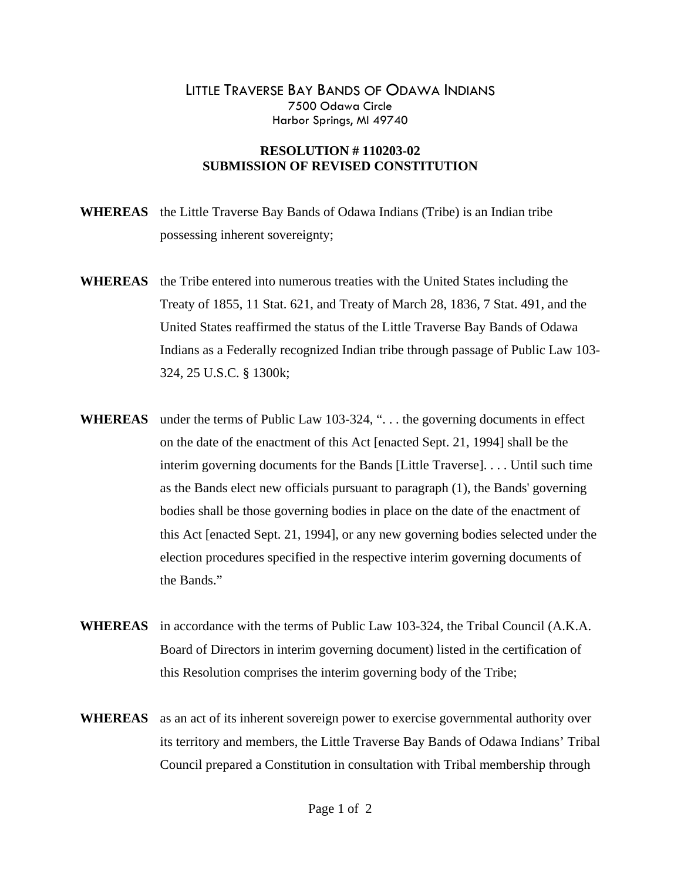# LITTLE TRAVERSE BAY BANDS OF ODAWA INDIANS

7500 Odawa Circle
Harbor Springs, MI 49740

## RESOLUTION # 110203-02
## SUBMISSION OF REVISED CONSTITUTION

**WHEREAS** the Little Traverse Bay Bands of Odawa Indians (Tribe) is an Indian tribe possessing inherent sovereignty;

**WHEREAS** the Tribe entered into numerous treaties with the United States including the Treaty of 1855, 11 Stat. 621, and Treaty of March 28, 1836, 7 Stat. 491, and the United States reaffirmed the status of the Little Traverse Bay Bands of Odawa Indians as a Federally recognized Indian tribe through passage of Public Law 103-324, 25 U.S.C. § 1300k;

**WHEREAS** under the terms of Public Law 103-324, ". . . the governing documents in effect on the date of the enactment of this Act [enacted Sept. 21, 1994] shall be the interim governing documents for the Bands [Little Traverse]. . . . Until such time as the Bands elect new officials pursuant to paragraph (1), the Bands' governing bodies shall be those governing bodies in place on the date of the enactment of this Act [enacted Sept. 21, 1994], or any new governing bodies selected under the election procedures specified in the respective interim governing documents of the Bands."

**WHEREAS** in accordance with the terms of Public Law 103-324, the Tribal Council (A.K.A. Board of Directors in interim governing document) listed in the certification of this Resolution comprises the interim governing body of the Tribe;

**WHEREAS** as an act of its inherent sovereign power to exercise governmental authority over its territory and members, the Little Traverse Bay Bands of Odawa Indians' Tribal Council prepared a Constitution in consultation with Tribal membership through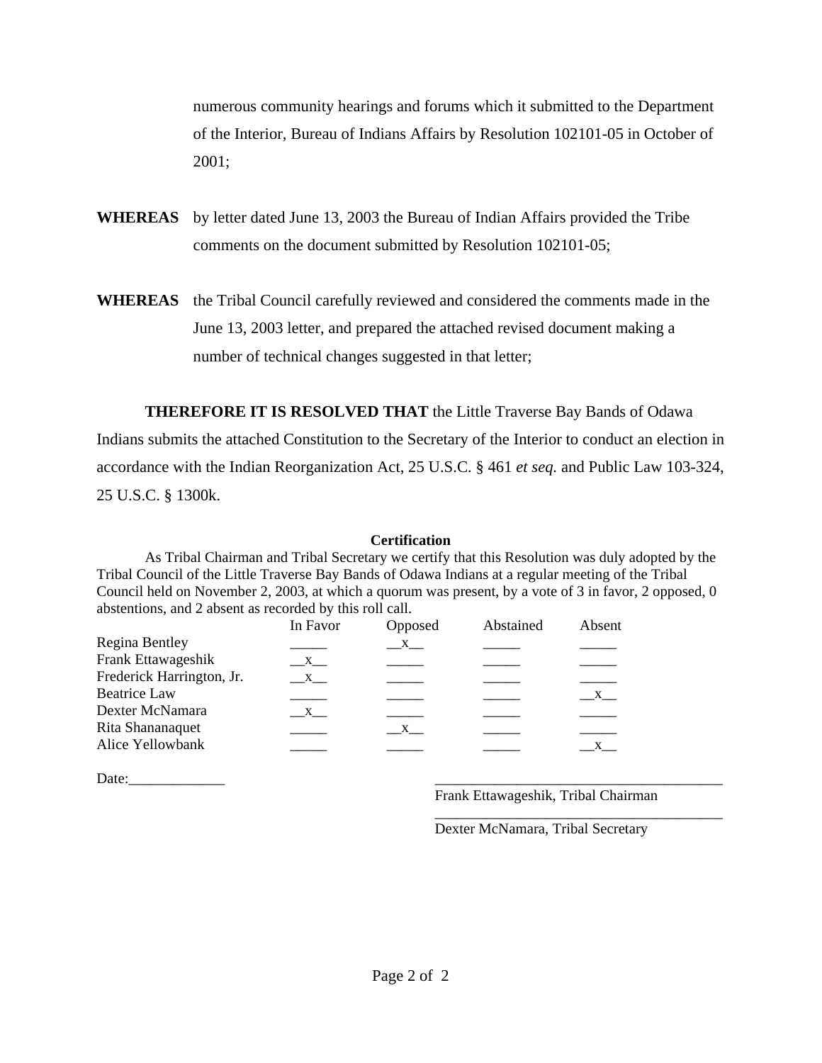numerous community hearings and forums which it submitted to the Department of the Interior, Bureau of Indians Affairs by Resolution 102101-05 in October of 2001;

**WHEREAS** by letter dated June 13, 2003 the Bureau of Indian Affairs provided the Tribe comments on the document submitted by Resolution 102101-05;

**WHEREAS** the Tribal Council carefully reviewed and considered the comments made in the June 13, 2003 letter, and prepared the attached revised document making a number of technical changes suggested in that letter;

**THEREFORE IT IS RESOLVED THAT** the Little Traverse Bay Bands of Odawa Indians submits the attached Constitution to the Secretary of the Interior to conduct an election in accordance with the Indian Reorganization Act, 25 U.S.C. § 461 *et seq.* and Public Law 103-324, 25 U.S.C. § 1300k.

**Certification**

As Tribal Chairman and Tribal Secretary we certify that this Resolution was duly adopted by the Tribal Council of the Little Traverse Bay Bands of Odawa Indians at a regular meeting of the Tribal Council held on November 2, 2003, at which a quorum was present, by a vote of 3 in favor, 2 opposed, 0 abstentions, and 2 absent as recorded by this roll call.

| | In Favor | Opposed | Abstained | Absent |
|---|---|---|---|---|
| Regina Bentley | | x | | |
| Frank Ettawageshik | x | | | |
| Frederick Harrington, Jr. | x | | | |
| Beatrice Law | | | | x |
| Dexter McNamara | x | | | |
| Rita Shananaquet | | x | | |
| Alice Yellowbank | | | | x |

Date:_____________

_________________________________________
Frank Ettawageshik, Tribal Chairman

_________________________________________
Dexter McNamara, Tribal Secretary